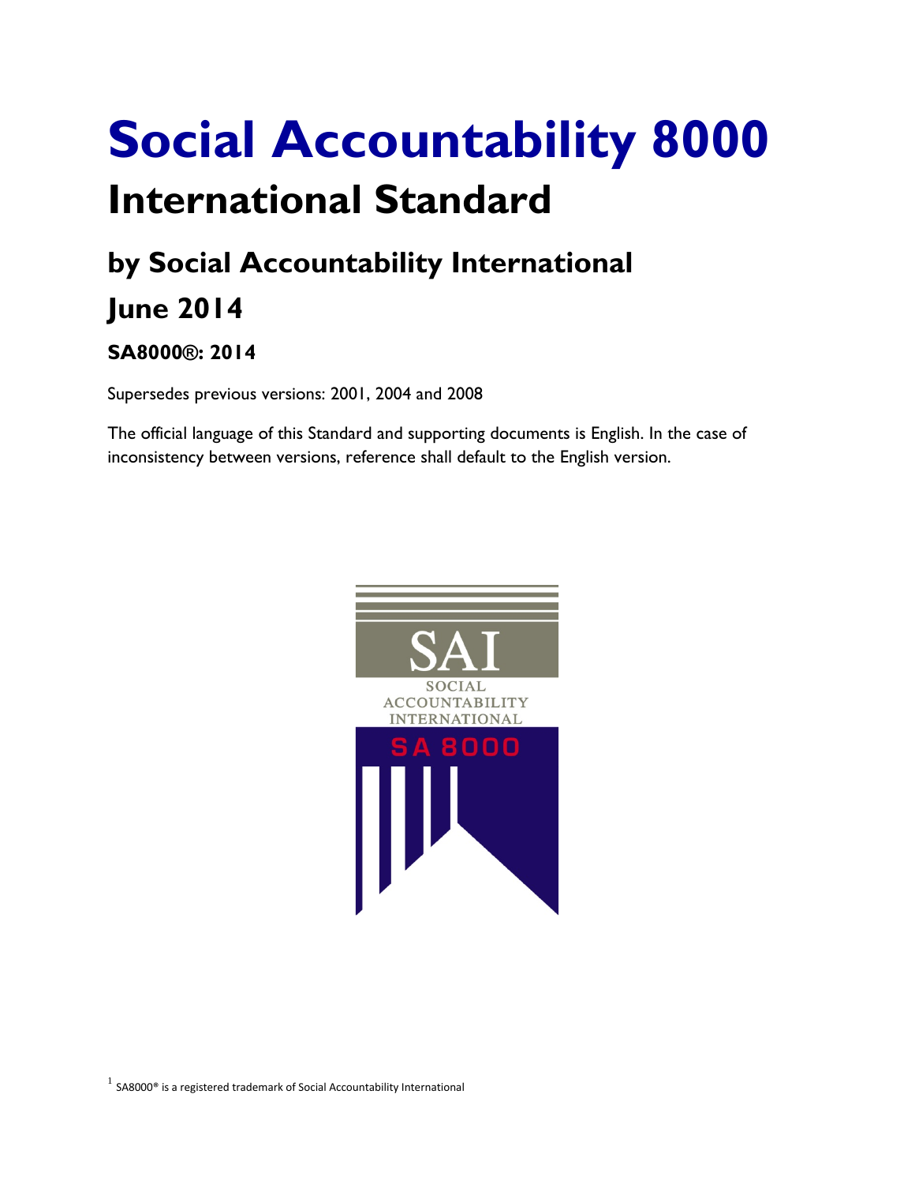# Social Accountability 8000

## International Standard

### by Social Accountability International

### June 2014

#### SA8000®: 2014

Supersedes previous versions: 2001, 2004 and 2008

The official language of this Standard and supporting documents is English. In the case of inconsistency between versions, reference shall default to the English version.

[1] SA8000® is a registered trademark of Social Accountability International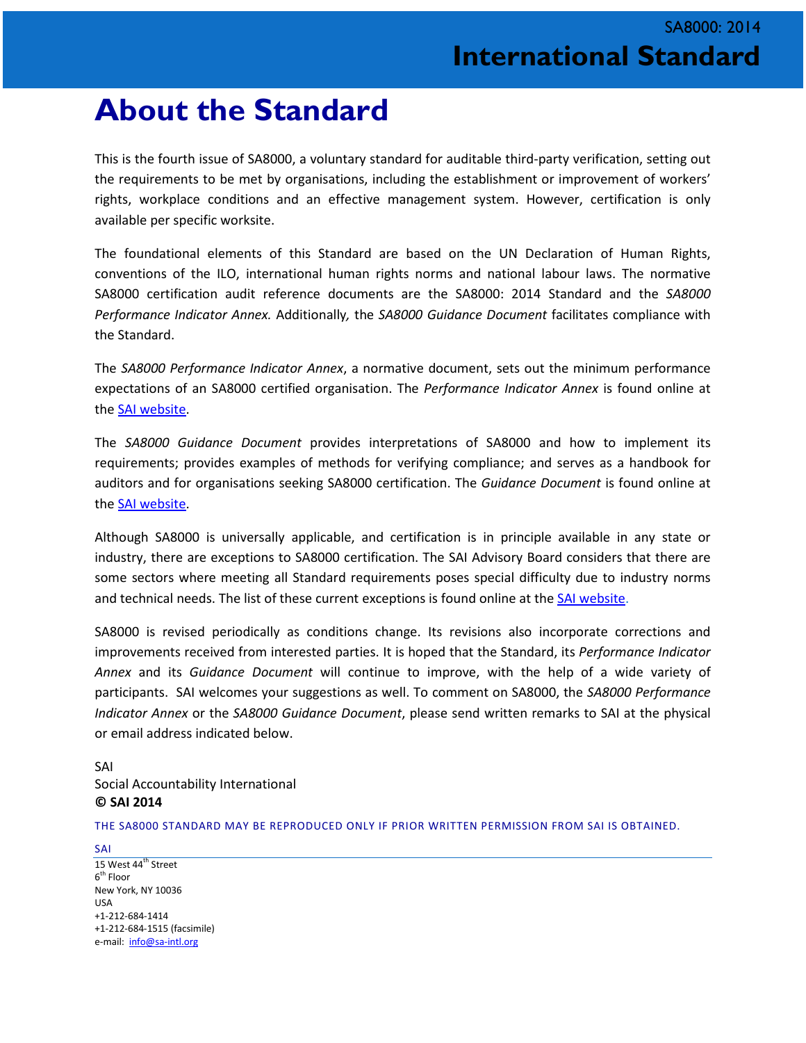# About the Standard

This is the fourth issue of SA8000, a voluntary standard for auditable third-party verification, setting out the requirements to be met by organisations, including the establishment or improvement of workers' rights, workplace conditions and an effective management system. However, certification is only available per specific worksite.

The foundational elements of this Standard are based on the UN Declaration of Human Rights, conventions of the ILO, international human rights norms and national labour laws. The normative SA8000 certification audit reference documents are the SA8000: 2014 Standard and the *SA8000 Performance Indicator Annex.* Additionally*,* the *SA8000 Guidance Document* facilitates compliance with the Standard.

The *SA8000 Performance Indicator Annex*, a normative document, sets out the minimum performance expectations of an SA8000 certified organisation. The *Performance Indicator Annex* is found online at the SAI website.

The *SA8000 Guidance Document* provides interpretations of SA8000 and how to implement its requirements; provides examples of methods for verifying compliance; and serves as a handbook for auditors and for organisations seeking SA8000 certification. The *Guidance Document* is found online at the SAI website.

Although SA8000 is universally applicable, and certification is in principle available in any state or industry, there are exceptions to SA8000 certification. The SAI Advisory Board considers that there are some sectors where meeting all Standard requirements poses special difficulty due to industry norms and technical needs. The list of these current exceptions is found online at the SAI website.

SA8000 is revised periodically as conditions change. Its revisions also incorporate corrections and improvements received from interested parties. It is hoped that the Standard, its *Performance Indicator Annex* and its *Guidance Document* will continue to improve, with the help of a wide variety of participants. SAI welcomes your suggestions as well. To comment on SA8000, the *SA8000 Performance Indicator Annex* or the *SA8000 Guidance Document*, please send written remarks to SAI at the physical or email address indicated below.

SAI
Social Accountability International
**© SAI 2014**

THE SA8000 STANDARD MAY BE REPRODUCED ONLY IF PRIOR WRITTEN PERMISSION FROM SAI IS OBTAINED.

SAI

15 West 44th Street
6th Floor
New York, NY 10036
USA
+1-212-684-1414
+1-212-684-1515 (facsimile)
e-mail: info@sa-intl.org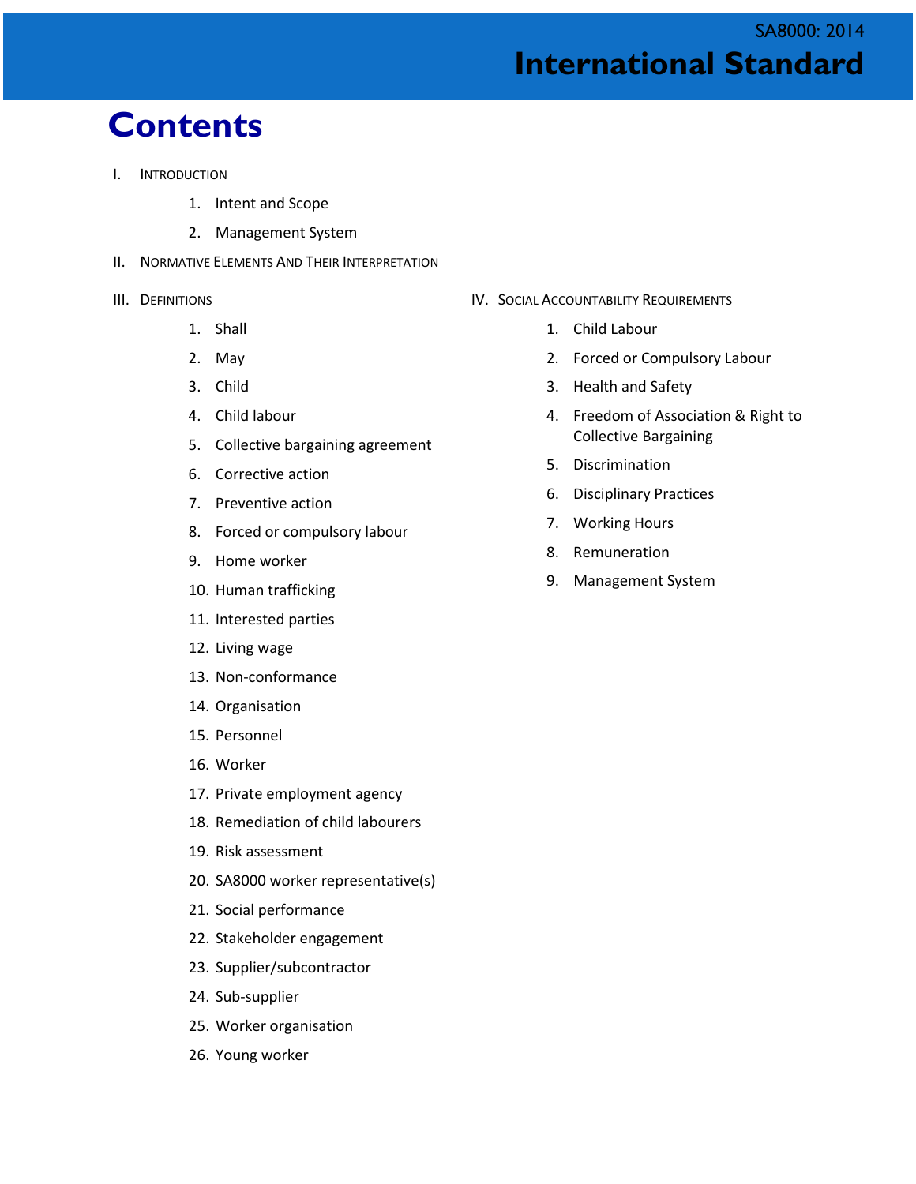# Contents

I. INTRODUCTION

1. Intent and Scope
2. Management System

II. NORMATIVE ELEMENTS AND THEIR INTERPRETATION

III. DEFINITIONS

1. Shall
2. May
3. Child
4. Child labour
5. Collective bargaining agreement
6. Corrective action
7. Preventive action
8. Forced or compulsory labour
9. Home worker
10. Human trafficking
11. Interested parties
12. Living wage
13. Non-conformance
14. Organisation
15. Personnel
16. Worker
17. Private employment agency
18. Remediation of child labourers
19. Risk assessment
20. SA8000 worker representative(s)
21. Social performance
22. Stakeholder engagement
23. Supplier/subcontractor
24. Sub-supplier
25. Worker organisation
26. Young worker

IV. SOCIAL ACCOUNTABILITY REQUIREMENTS

1. Child Labour
2. Forced or Compulsory Labour
3. Health and Safety
4. Freedom of Association & Right to Collective Bargaining
5. Discrimination
6. Disciplinary Practices
7. Working Hours
8. Remuneration
9. Management System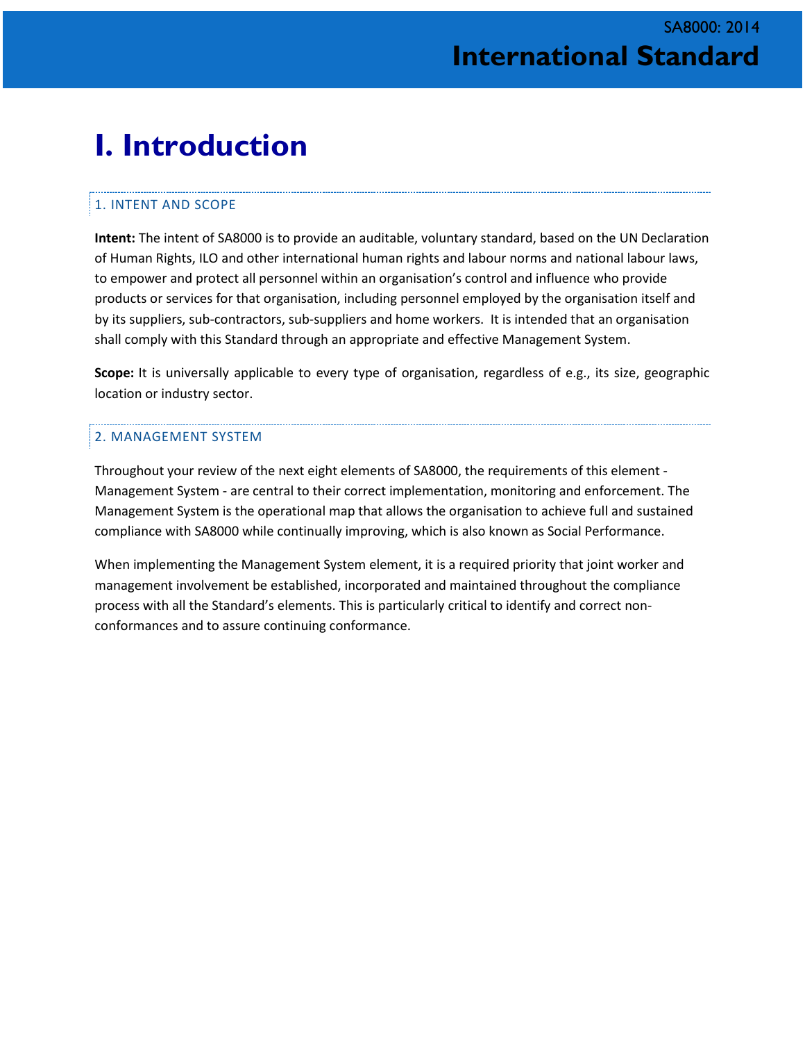# I. Introduction

## 1. INTENT AND SCOPE

**Intent:** The intent of SA8000 is to provide an auditable, voluntary standard, based on the UN Declaration of Human Rights, ILO and other international human rights and labour norms and national labour laws, to empower and protect all personnel within an organisation's control and influence who provide products or services for that organisation, including personnel employed by the organisation itself and by its suppliers, sub-contractors, sub-suppliers and home workers. It is intended that an organisation shall comply with this Standard through an appropriate and effective Management System.

**Scope:** It is universally applicable to every type of organisation, regardless of e.g., its size, geographic location or industry sector.

## 2. MANAGEMENT SYSTEM

Throughout your review of the next eight elements of SA8000, the requirements of this element - Management System - are central to their correct implementation, monitoring and enforcement. The Management System is the operational map that allows the organisation to achieve full and sustained compliance with SA8000 while continually improving, which is also known as Social Performance.

When implementing the Management System element, it is a required priority that joint worker and management involvement be established, incorporated and maintained throughout the compliance process with all the Standard's elements. This is particularly critical to identify and correct non-conformances and to assure continuing conformance.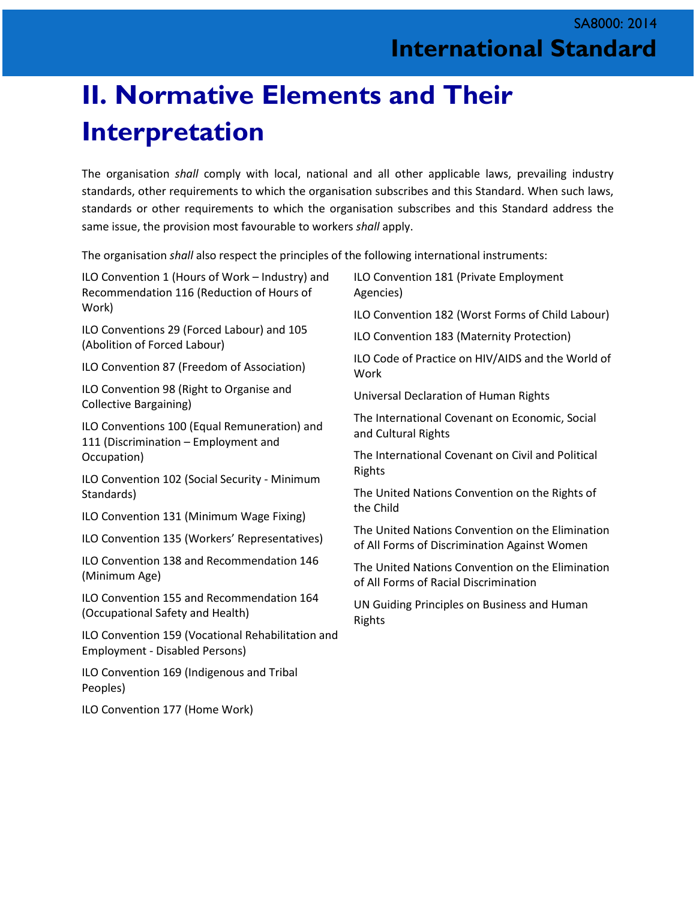# II. Normative Elements and Their Interpretation

The organisation *shall* comply with local, national and all other applicable laws, prevailing industry standards, other requirements to which the organisation subscribes and this Standard. When such laws, standards or other requirements to which the organisation subscribes and this Standard address the same issue, the provision most favourable to workers *shall* apply.

The organisation *shall* also respect the principles of the following international instruments:

ILO Convention 1 (Hours of Work – Industry) and Recommendation 116 (Reduction of Hours of Work)

ILO Conventions 29 (Forced Labour) and 105 (Abolition of Forced Labour)

ILO Convention 87 (Freedom of Association)

ILO Convention 98 (Right to Organise and Collective Bargaining)

ILO Conventions 100 (Equal Remuneration) and 111 (Discrimination – Employment and Occupation)

ILO Convention 102 (Social Security - Minimum Standards)

ILO Convention 131 (Minimum Wage Fixing)

ILO Convention 135 (Workers' Representatives)

ILO Convention 138 and Recommendation 146 (Minimum Age)

ILO Convention 155 and Recommendation 164 (Occupational Safety and Health)

ILO Convention 159 (Vocational Rehabilitation and Employment - Disabled Persons)

ILO Convention 169 (Indigenous and Tribal Peoples)

ILO Convention 177 (Home Work)

ILO Convention 181 (Private Employment Agencies)

ILO Convention 182 (Worst Forms of Child Labour)

ILO Convention 183 (Maternity Protection)

ILO Code of Practice on HIV/AIDS and the World of Work

Universal Declaration of Human Rights

The International Covenant on Economic, Social and Cultural Rights

The International Covenant on Civil and Political Rights

The United Nations Convention on the Rights of the Child

The United Nations Convention on the Elimination of All Forms of Discrimination Against Women

The United Nations Convention on the Elimination of All Forms of Racial Discrimination

UN Guiding Principles on Business and Human Rights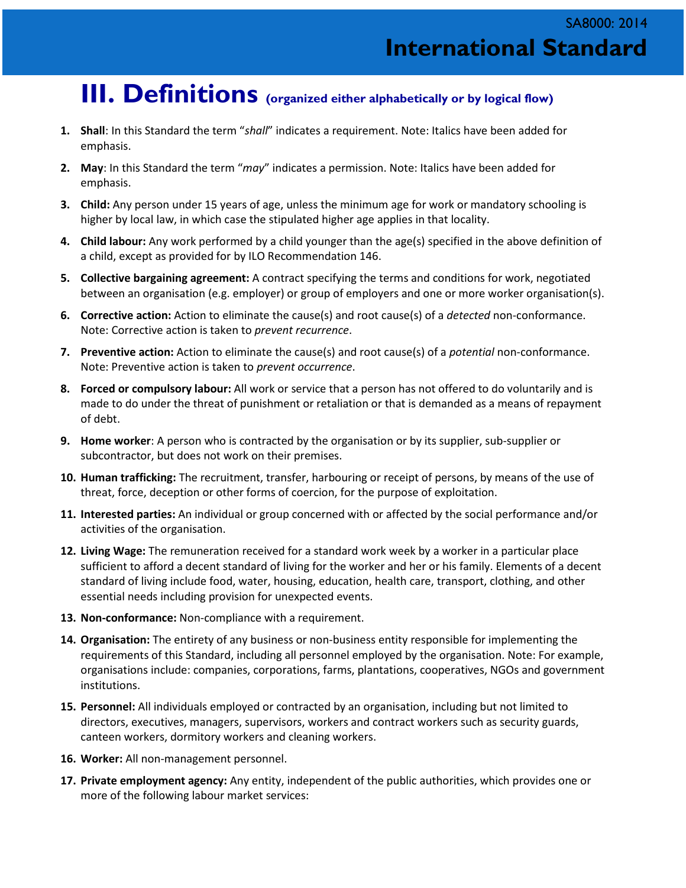# III. Definitions (organized either alphabetically or by logical flow)

1. **Shall**: In this Standard the term "*shall*" indicates a requirement. Note: Italics have been added for emphasis.
2. **May**: In this Standard the term "*may*" indicates a permission. Note: Italics have been added for emphasis.
3. **Child:** Any person under 15 years of age, unless the minimum age for work or mandatory schooling is higher by local law, in which case the stipulated higher age applies in that locality.
4. **Child labour:** Any work performed by a child younger than the age(s) specified in the above definition of a child, except as provided for by ILO Recommendation 146.
5. **Collective bargaining agreement:** A contract specifying the terms and conditions for work, negotiated between an organisation (e.g. employer) or group of employers and one or more worker organisation(s).
6. **Corrective action:** Action to eliminate the cause(s) and root cause(s) of a *detected* non-conformance. Note: Corrective action is taken to *prevent recurrence*.
7. **Preventive action:** Action to eliminate the cause(s) and root cause(s) of a *potential* non-conformance. Note: Preventive action is taken to *prevent occurrence*.
8. **Forced or compulsory labour:** All work or service that a person has not offered to do voluntarily and is made to do under the threat of punishment or retaliation or that is demanded as a means of repayment of debt.
9. **Home worker**: A person who is contracted by the organisation or by its supplier, sub-supplier or subcontractor, but does not work on their premises.
10. **Human trafficking:** The recruitment, transfer, harbouring or receipt of persons, by means of the use of threat, force, deception or other forms of coercion, for the purpose of exploitation.
11. **Interested parties:** An individual or group concerned with or affected by the social performance and/or activities of the organisation.
12. **Living Wage:** The remuneration received for a standard work week by a worker in a particular place sufficient to afford a decent standard of living for the worker and her or his family. Elements of a decent standard of living include food, water, housing, education, health care, transport, clothing, and other essential needs including provision for unexpected events.
13. **Non-conformance:** Non-compliance with a requirement.
14. **Organisation:** The entirety of any business or non-business entity responsible for implementing the requirements of this Standard, including all personnel employed by the organisation. Note: For example, organisations include: companies, corporations, farms, plantations, cooperatives, NGOs and government institutions.
15. **Personnel:** All individuals employed or contracted by an organisation, including but not limited to directors, executives, managers, supervisors, workers and contract workers such as security guards, canteen workers, dormitory workers and cleaning workers.
16. **Worker:** All non-management personnel.
17. **Private employment agency:** Any entity, independent of the public authorities, which provides one or more of the following labour market services: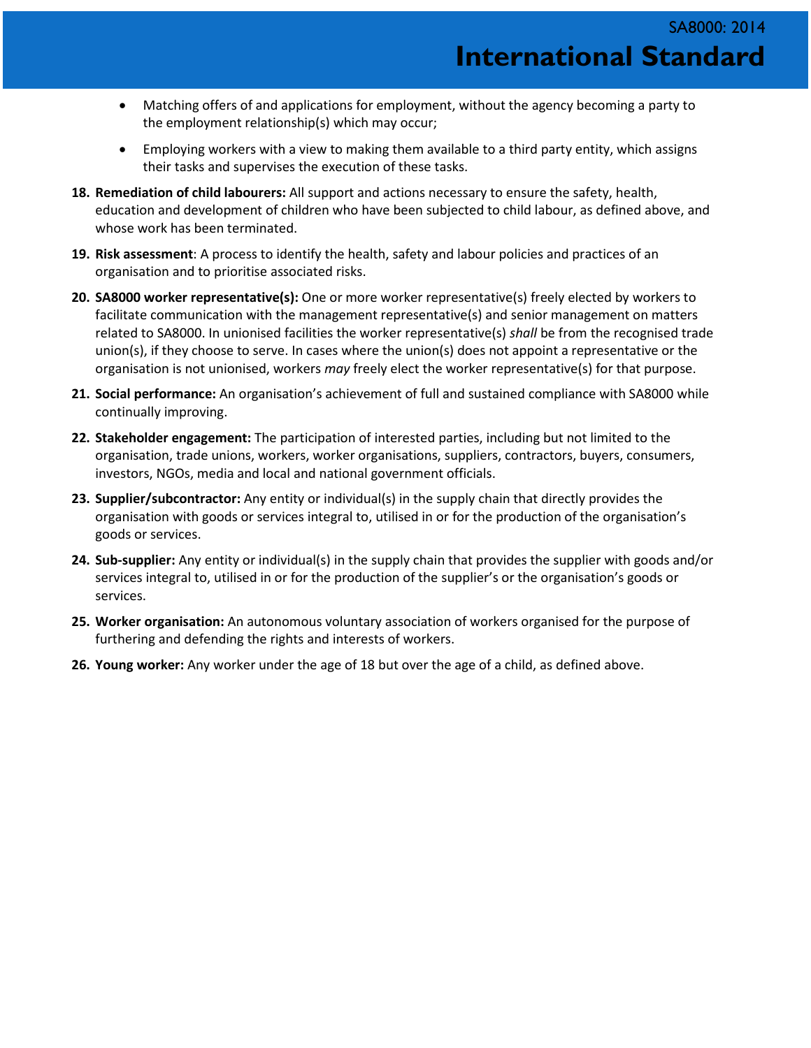- Matching offers of and applications for employment, without the agency becoming a party to the employment relationship(s) which may occur;
- Employing workers with a view to making them available to a third party entity, which assigns their tasks and supervises the execution of these tasks.

18. **Remediation of child labourers:** All support and actions necessary to ensure the safety, health, education and development of children who have been subjected to child labour, as defined above, and whose work has been terminated.
19. **Risk assessment**: A process to identify the health, safety and labour policies and practices of an organisation and to prioritise associated risks.
20. **SA8000 worker representative(s):** One or more worker representative(s) freely elected by workers to facilitate communication with the management representative(s) and senior management on matters related to SA8000. In unionised facilities the worker representative(s) *shall* be from the recognised trade union(s), if they choose to serve. In cases where the union(s) does not appoint a representative or the organisation is not unionised, workers *may* freely elect the worker representative(s) for that purpose.
21. **Social performance:** An organisation's achievement of full and sustained compliance with SA8000 while continually improving.
22. **Stakeholder engagement:** The participation of interested parties, including but not limited to the organisation, trade unions, workers, worker organisations, suppliers, contractors, buyers, consumers, investors, NGOs, media and local and national government officials.
23. **Supplier/subcontractor:** Any entity or individual(s) in the supply chain that directly provides the organisation with goods or services integral to, utilised in or for the production of the organisation's goods or services.
24. **Sub-supplier:** Any entity or individual(s) in the supply chain that provides the supplier with goods and/or services integral to, utilised in or for the production of the supplier's or the organisation's goods or services.
25. **Worker organisation:** An autonomous voluntary association of workers organised for the purpose of furthering and defending the rights and interests of workers.
26. **Young worker:** Any worker under the age of 18 but over the age of a child, as defined above.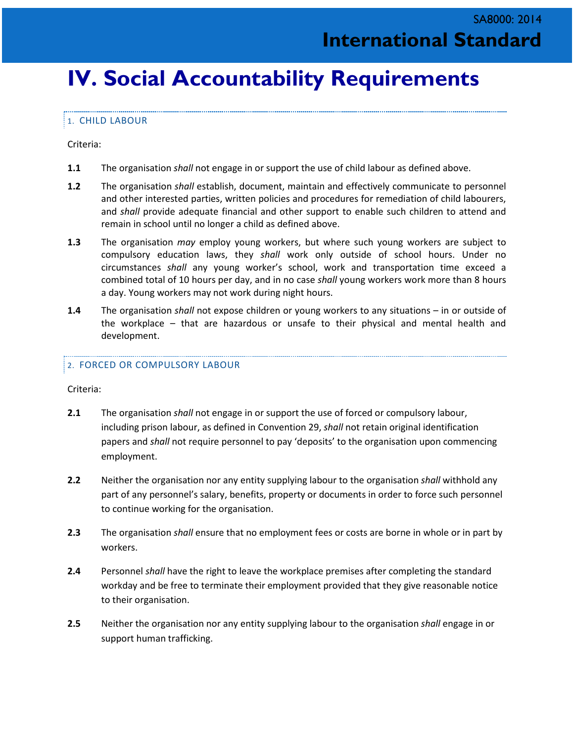# IV. Social Accountability Requirements

## 1. CHILD LABOUR

Criteria:

**1.1** The organisation *shall* not engage in or support the use of child labour as defined above.

**1.2** The organisation *shall* establish, document, maintain and effectively communicate to personnel and other interested parties, written policies and procedures for remediation of child labourers, and *shall* provide adequate financial and other support to enable such children to attend and remain in school until no longer a child as defined above.

**1.3** The organisation *may* employ young workers, but where such young workers are subject to compulsory education laws, they *shall* work only outside of school hours. Under no circumstances *shall* any young worker's school, work and transportation time exceed a combined total of 10 hours per day, and in no case *shall* young workers work more than 8 hours a day. Young workers may not work during night hours.

**1.4** The organisation *shall* not expose children or young workers to any situations – in or outside of the workplace – that are hazardous or unsafe to their physical and mental health and development.

## 2. FORCED OR COMPULSORY LABOUR

Criteria:

**2.1** The organisation *shall* not engage in or support the use of forced or compulsory labour, including prison labour, as defined in Convention 29, *shall* not retain original identification papers and *shall* not require personnel to pay 'deposits' to the organisation upon commencing employment.

**2.2** Neither the organisation nor any entity supplying labour to the organisation *shall* withhold any part of any personnel's salary, benefits, property or documents in order to force such personnel to continue working for the organisation.

**2.3** The organisation *shall* ensure that no employment fees or costs are borne in whole or in part by workers.

**2.4** Personnel *shall* have the right to leave the workplace premises after completing the standard workday and be free to terminate their employment provided that they give reasonable notice to their organisation.

**2.5** Neither the organisation nor any entity supplying labour to the organisation *shall* engage in or support human trafficking.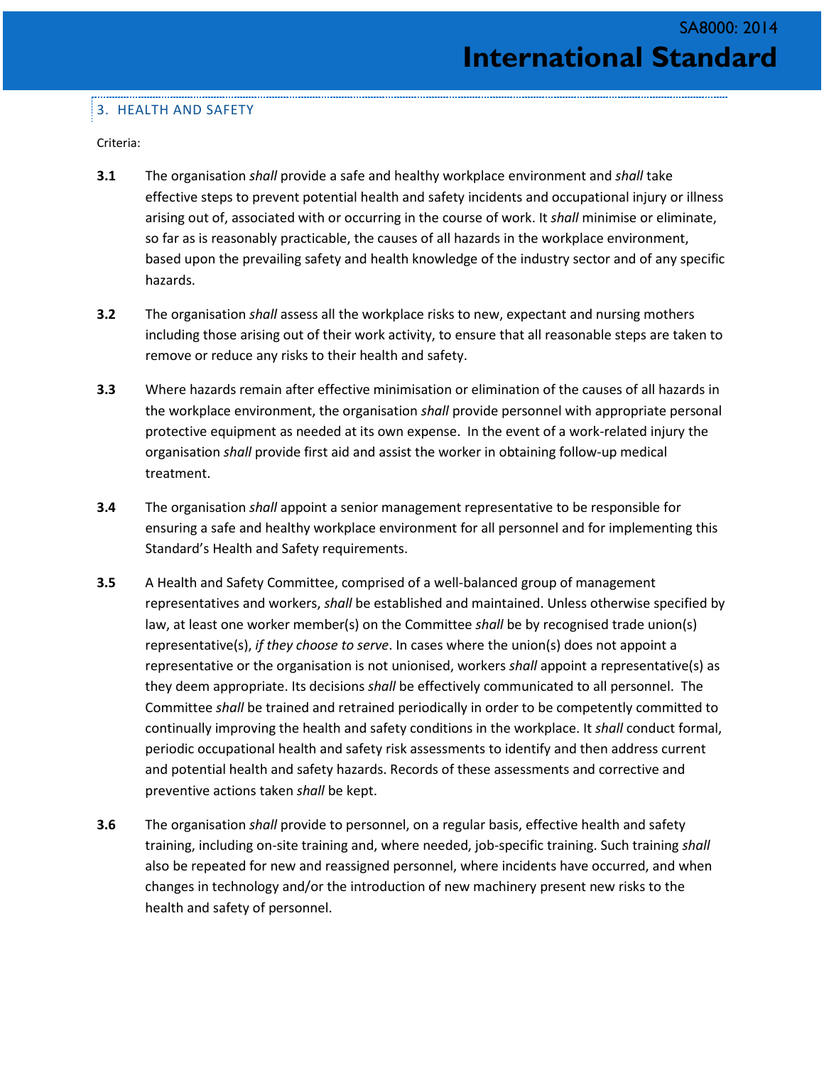## 3. HEALTH AND SAFETY

Criteria:

**3.1** The organisation *shall* provide a safe and healthy workplace environment and *shall* take effective steps to prevent potential health and safety incidents and occupational injury or illness arising out of, associated with or occurring in the course of work. It *shall* minimise or eliminate, so far as is reasonably practicable, the causes of all hazards in the workplace environment, based upon the prevailing safety and health knowledge of the industry sector and of any specific hazards.

**3.2** The organisation *shall* assess all the workplace risks to new, expectant and nursing mothers including those arising out of their work activity, to ensure that all reasonable steps are taken to remove or reduce any risks to their health and safety.

**3.3** Where hazards remain after effective minimisation or elimination of the causes of all hazards in the workplace environment, the organisation *shall* provide personnel with appropriate personal protective equipment as needed at its own expense. In the event of a work-related injury the organisation *shall* provide first aid and assist the worker in obtaining follow-up medical treatment.

**3.4** The organisation *shall* appoint a senior management representative to be responsible for ensuring a safe and healthy workplace environment for all personnel and for implementing this Standard's Health and Safety requirements.

**3.5** A Health and Safety Committee, comprised of a well-balanced group of management representatives and workers, *shall* be established and maintained. Unless otherwise specified by law, at least one worker member(s) on the Committee *shall* be by recognised trade union(s) representative(s), *if they choose to serve*. In cases where the union(s) does not appoint a representative or the organisation is not unionised, workers *shall* appoint a representative(s) as they deem appropriate. Its decisions *shall* be effectively communicated to all personnel. The Committee *shall* be trained and retrained periodically in order to be competently committed to continually improving the health and safety conditions in the workplace. It *shall* conduct formal, periodic occupational health and safety risk assessments to identify and then address current and potential health and safety hazards. Records of these assessments and corrective and preventive actions taken *shall* be kept.

**3.6** The organisation *shall* provide to personnel, on a regular basis, effective health and safety training, including on-site training and, where needed, job-specific training. Such training *shall* also be repeated for new and reassigned personnel, where incidents have occurred, and when changes in technology and/or the introduction of new machinery present new risks to the health and safety of personnel.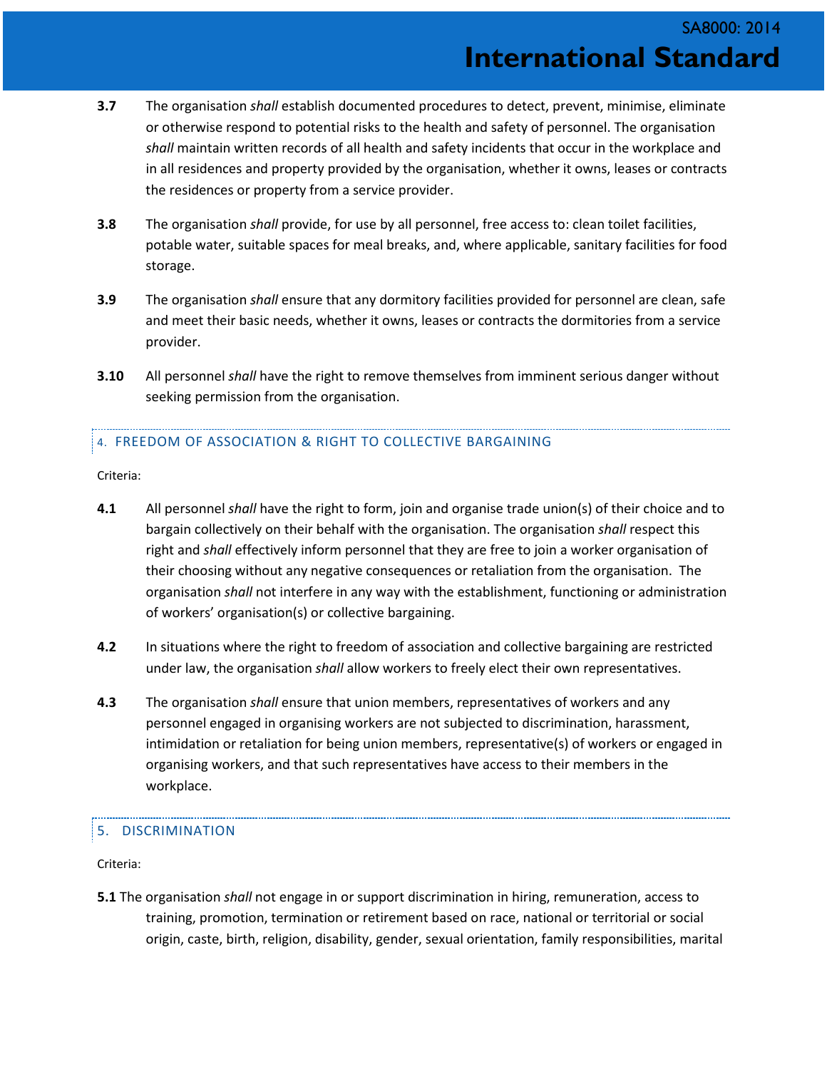**3.7** The organisation *shall* establish documented procedures to detect, prevent, minimise, eliminate or otherwise respond to potential risks to the health and safety of personnel. The organisation *shall* maintain written records of all health and safety incidents that occur in the workplace and in all residences and property provided by the organisation, whether it owns, leases or contracts the residences or property from a service provider.

**3.8** The organisation *shall* provide, for use by all personnel, free access to: clean toilet facilities, potable water, suitable spaces for meal breaks, and, where applicable, sanitary facilities for food storage.

**3.9** The organisation *shall* ensure that any dormitory facilities provided for personnel are clean, safe and meet their basic needs, whether it owns, leases or contracts the dormitories from a service provider.

**3.10** All personnel *shall* have the right to remove themselves from imminent serious danger without seeking permission from the organisation.

## 4. FREEDOM OF ASSOCIATION & RIGHT TO COLLECTIVE BARGAINING

Criteria:

**4.1** All personnel *shall* have the right to form, join and organise trade union(s) of their choice and to bargain collectively on their behalf with the organisation. The organisation *shall* respect this right and *shall* effectively inform personnel that they are free to join a worker organisation of their choosing without any negative consequences or retaliation from the organisation. The organisation *shall* not interfere in any way with the establishment, functioning or administration of workers' organisation(s) or collective bargaining.

**4.2** In situations where the right to freedom of association and collective bargaining are restricted under law, the organisation *shall* allow workers to freely elect their own representatives.

**4.3** The organisation *shall* ensure that union members, representatives of workers and any personnel engaged in organising workers are not subjected to discrimination, harassment, intimidation or retaliation for being union members, representative(s) of workers or engaged in organising workers, and that such representatives have access to their members in the workplace.

## 5. DISCRIMINATION

Criteria:

**5.1** The organisation *shall* not engage in or support discrimination in hiring, remuneration, access to training, promotion, termination or retirement based on race, national or territorial or social origin, caste, birth, religion, disability, gender, sexual orientation, family responsibilities, marital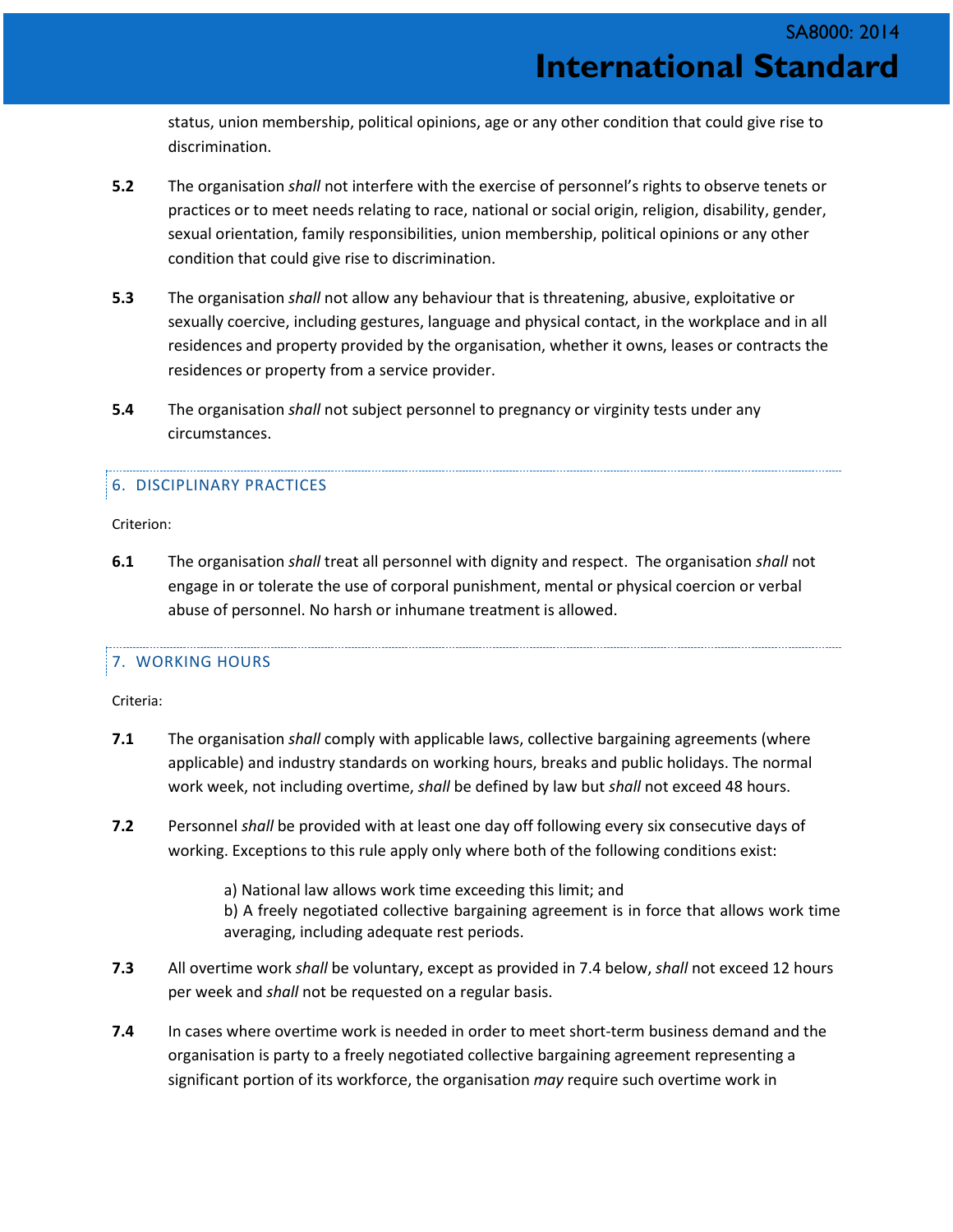status, union membership, political opinions, age or any other condition that could give rise to discrimination.

**5.2** The organisation *shall* not interfere with the exercise of personnel's rights to observe tenets or practices or to meet needs relating to race, national or social origin, religion, disability, gender, sexual orientation, family responsibilities, union membership, political opinions or any other condition that could give rise to discrimination.

**5.3** The organisation *shall* not allow any behaviour that is threatening, abusive, exploitative or sexually coercive, including gestures, language and physical contact, in the workplace and in all residences and property provided by the organisation, whether it owns, leases or contracts the residences or property from a service provider.

**5.4** The organisation *shall* not subject personnel to pregnancy or virginity tests under any circumstances.

## 6. DISCIPLINARY PRACTICES

Criterion:

**6.1** The organisation *shall* treat all personnel with dignity and respect. The organisation *shall* not engage in or tolerate the use of corporal punishment, mental or physical coercion or verbal abuse of personnel. No harsh or inhumane treatment is allowed.

## 7. WORKING HOURS

Criteria:

**7.1** The organisation *shall* comply with applicable laws, collective bargaining agreements (where applicable) and industry standards on working hours, breaks and public holidays. The normal work week, not including overtime, *shall* be defined by law but *shall* not exceed 48 hours.

**7.2** Personnel *shall* be provided with at least one day off following every six consecutive days of working. Exceptions to this rule apply only where both of the following conditions exist:

a) National law allows work time exceeding this limit; and
b) A freely negotiated collective bargaining agreement is in force that allows work time averaging, including adequate rest periods.

**7.3** All overtime work *shall* be voluntary, except as provided in 7.4 below, *shall* not exceed 12 hours per week and *shall* not be requested on a regular basis.

**7.4** In cases where overtime work is needed in order to meet short-term business demand and the organisation is party to a freely negotiated collective bargaining agreement representing a significant portion of its workforce, the organisation *may* require such overtime work in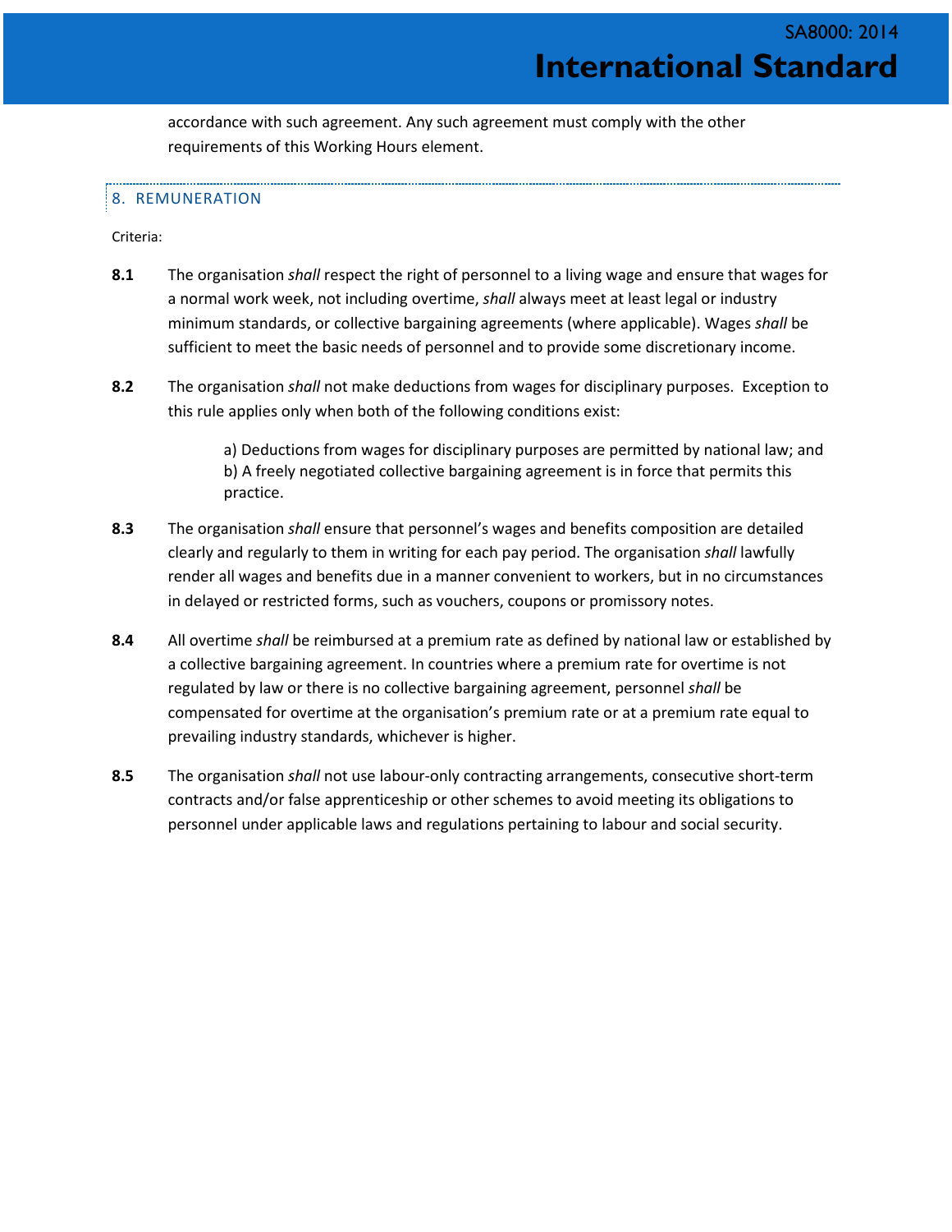accordance with such agreement. Any such agreement must comply with the other requirements of this Working Hours element.

## 8. REMUNERATION

Criteria:

**8.1** The organisation *shall* respect the right of personnel to a living wage and ensure that wages for a normal work week, not including overtime, *shall* always meet at least legal or industry minimum standards, or collective bargaining agreements (where applicable). Wages *shall* be sufficient to meet the basic needs of personnel and to provide some discretionary income.

**8.2** The organisation *shall* not make deductions from wages for disciplinary purposes. Exception to this rule applies only when both of the following conditions exist:

> a) Deductions from wages for disciplinary purposes are permitted by national law; and
> b) A freely negotiated collective bargaining agreement is in force that permits this practice.

**8.3** The organisation *shall* ensure that personnel's wages and benefits composition are detailed clearly and regularly to them in writing for each pay period. The organisation *shall* lawfully render all wages and benefits due in a manner convenient to workers, but in no circumstances in delayed or restricted forms, such as vouchers, coupons or promissory notes.

**8.4** All overtime *shall* be reimbursed at a premium rate as defined by national law or established by a collective bargaining agreement. In countries where a premium rate for overtime is not regulated by law or there is no collective bargaining agreement, personnel *shall* be compensated for overtime at the organisation's premium rate or at a premium rate equal to prevailing industry standards, whichever is higher.

**8.5** The organisation *shall* not use labour-only contracting arrangements, consecutive short-term contracts and/or false apprenticeship or other schemes to avoid meeting its obligations to personnel under applicable laws and regulations pertaining to labour and social security.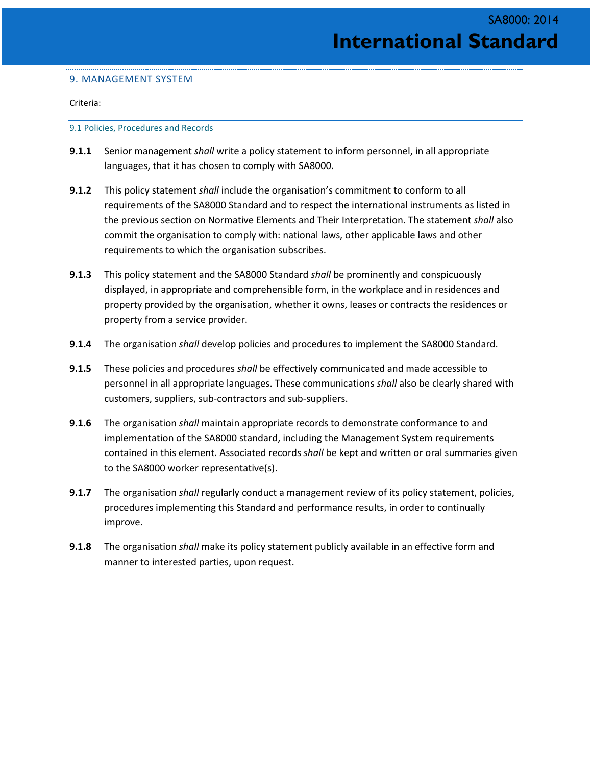## 9. MANAGEMENT SYSTEM

Criteria:

### 9.1 Policies, Procedures and Records

**9.1.1** Senior management *shall* write a policy statement to inform personnel, in all appropriate languages, that it has chosen to comply with SA8000.

**9.1.2** This policy statement *shall* include the organisation's commitment to conform to all requirements of the SA8000 Standard and to respect the international instruments as listed in the previous section on Normative Elements and Their Interpretation. The statement *shall* also commit the organisation to comply with: national laws, other applicable laws and other requirements to which the organisation subscribes.

**9.1.3** This policy statement and the SA8000 Standard *shall* be prominently and conspicuously displayed, in appropriate and comprehensible form, in the workplace and in residences and property provided by the organisation, whether it owns, leases or contracts the residences or property from a service provider.

**9.1.4** The organisation *shall* develop policies and procedures to implement the SA8000 Standard.

**9.1.5** These policies and procedures *shall* be effectively communicated and made accessible to personnel in all appropriate languages. These communications *shall* also be clearly shared with customers, suppliers, sub-contractors and sub-suppliers.

**9.1.6** The organisation *shall* maintain appropriate records to demonstrate conformance to and implementation of the SA8000 standard, including the Management System requirements contained in this element. Associated records *shall* be kept and written or oral summaries given to the SA8000 worker representative(s).

**9.1.7** The organisation *shall* regularly conduct a management review of its policy statement, policies, procedures implementing this Standard and performance results, in order to continually improve.

**9.1.8** The organisation *shall* make its policy statement publicly available in an effective form and manner to interested parties, upon request.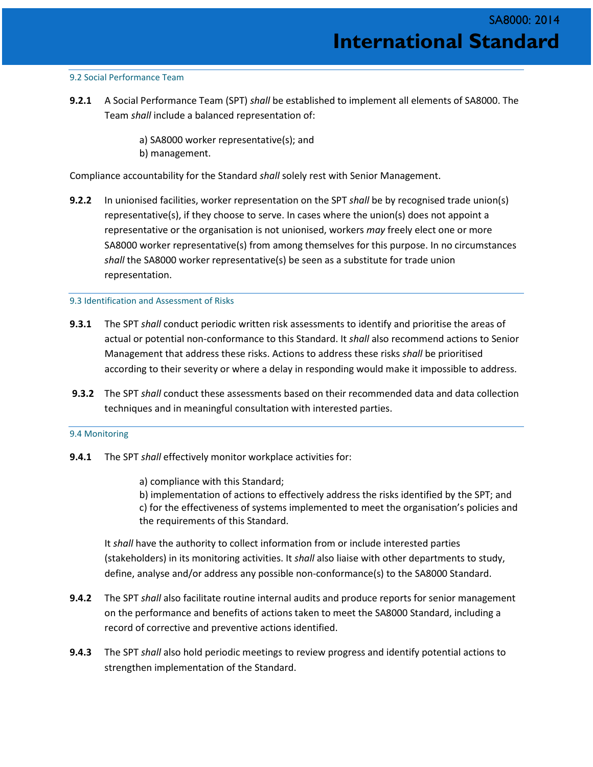### 9.2 Social Performance Team

**9.2.1** A Social Performance Team (SPT) *shall* be established to implement all elements of SA8000. The Team *shall* include a balanced representation of:

a) SA8000 worker representative(s); and
b) management.

Compliance accountability for the Standard *shall* solely rest with Senior Management.

**9.2.2** In unionised facilities, worker representation on the SPT *shall* be by recognised trade union(s) representative(s), if they choose to serve. In cases where the union(s) does not appoint a representative or the organisation is not unionised, workers *may* freely elect one or more SA8000 worker representative(s) from among themselves for this purpose. In no circumstances *shall* the SA8000 worker representative(s) be seen as a substitute for trade union representation.

### 9.3 Identification and Assessment of Risks

**9.3.1** The SPT *shall* conduct periodic written risk assessments to identify and prioritise the areas of actual or potential non-conformance to this Standard. It *shall* also recommend actions to Senior Management that address these risks. Actions to address these risks *shall* be prioritised according to their severity or where a delay in responding would make it impossible to address.

**9.3.2** The SPT *shall* conduct these assessments based on their recommended data and data collection techniques and in meaningful consultation with interested parties.

### 9.4 Monitoring

**9.4.1** The SPT *shall* effectively monitor workplace activities for:

a) compliance with this Standard;
b) implementation of actions to effectively address the risks identified by the SPT; and
c) for the effectiveness of systems implemented to meet the organisation's policies and the requirements of this Standard.

It *shall* have the authority to collect information from or include interested parties (stakeholders) in its monitoring activities. It *shall* also liaise with other departments to study, define, analyse and/or address any possible non-conformance(s) to the SA8000 Standard.

**9.4.2** The SPT *shall* also facilitate routine internal audits and produce reports for senior management on the performance and benefits of actions taken to meet the SA8000 Standard, including a record of corrective and preventive actions identified.

**9.4.3** The SPT *shall* also hold periodic meetings to review progress and identify potential actions to strengthen implementation of the Standard.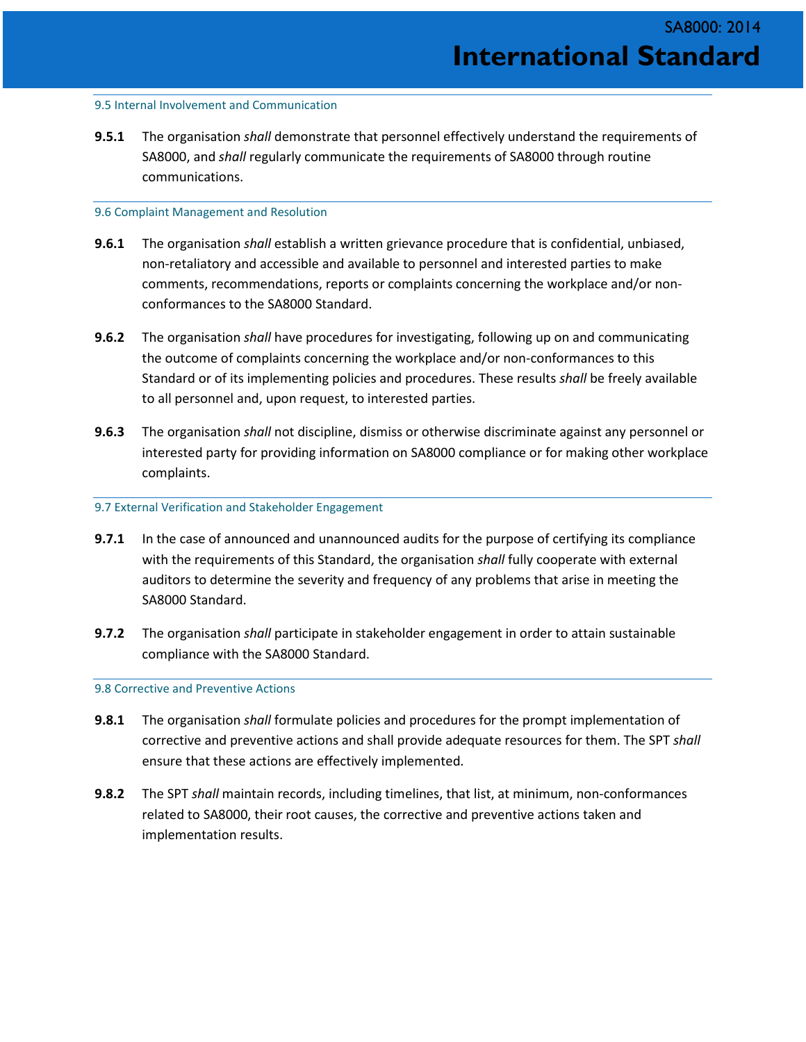### 9.5 Internal Involvement and Communication

**9.5.1** The organisation *shall* demonstrate that personnel effectively understand the requirements of SA8000, and *shall* regularly communicate the requirements of SA8000 through routine communications.

### 9.6 Complaint Management and Resolution

**9.6.1** The organisation *shall* establish a written grievance procedure that is confidential, unbiased, non-retaliatory and accessible and available to personnel and interested parties to make comments, recommendations, reports or complaints concerning the workplace and/or non-conformances to the SA8000 Standard.

**9.6.2** The organisation *shall* have procedures for investigating, following up on and communicating the outcome of complaints concerning the workplace and/or non-conformances to this Standard or of its implementing policies and procedures. These results *shall* be freely available to all personnel and, upon request, to interested parties.

**9.6.3** The organisation *shall* not discipline, dismiss or otherwise discriminate against any personnel or interested party for providing information on SA8000 compliance or for making other workplace complaints.

### 9.7 External Verification and Stakeholder Engagement

**9.7.1** In the case of announced and unannounced audits for the purpose of certifying its compliance with the requirements of this Standard, the organisation *shall* fully cooperate with external auditors to determine the severity and frequency of any problems that arise in meeting the SA8000 Standard.

**9.7.2** The organisation *shall* participate in stakeholder engagement in order to attain sustainable compliance with the SA8000 Standard.

### 9.8 Corrective and Preventive Actions

**9.8.1** The organisation *shall* formulate policies and procedures for the prompt implementation of corrective and preventive actions and shall provide adequate resources for them. The SPT *shall* ensure that these actions are effectively implemented.

**9.8.2** The SPT *shall* maintain records, including timelines, that list, at minimum, non-conformances related to SA8000, their root causes, the corrective and preventive actions taken and implementation results.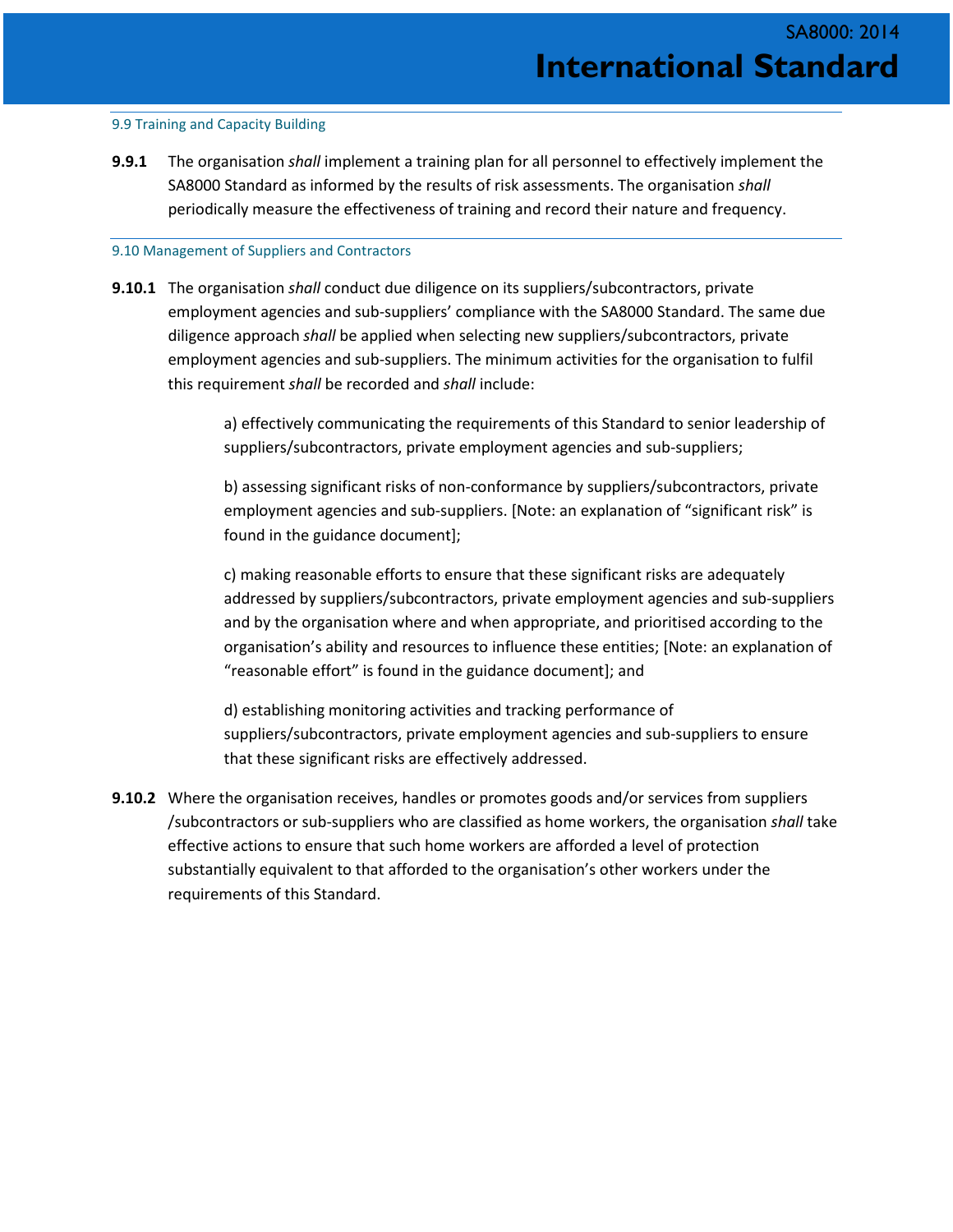### 9.9 Training and Capacity Building

**9.9.1** The organisation *shall* implement a training plan for all personnel to effectively implement the SA8000 Standard as informed by the results of risk assessments. The organisation *shall* periodically measure the effectiveness of training and record their nature and frequency.

### 9.10 Management of Suppliers and Contractors

**9.10.1** The organisation *shall* conduct due diligence on its suppliers/subcontractors, private employment agencies and sub-suppliers' compliance with the SA8000 Standard. The same due diligence approach *shall* be applied when selecting new suppliers/subcontractors, private employment agencies and sub-suppliers. The minimum activities for the organisation to fulfil this requirement *shall* be recorded and *shall* include:

a) effectively communicating the requirements of this Standard to senior leadership of suppliers/subcontractors, private employment agencies and sub-suppliers;

b) assessing significant risks of non-conformance by suppliers/subcontractors, private employment agencies and sub-suppliers. [Note: an explanation of "significant risk" is found in the guidance document];

c) making reasonable efforts to ensure that these significant risks are adequately addressed by suppliers/subcontractors, private employment agencies and sub-suppliers and by the organisation where and when appropriate, and prioritised according to the organisation's ability and resources to influence these entities; [Note: an explanation of "reasonable effort" is found in the guidance document]; and

d) establishing monitoring activities and tracking performance of suppliers/subcontractors, private employment agencies and sub-suppliers to ensure that these significant risks are effectively addressed.

**9.10.2** Where the organisation receives, handles or promotes goods and/or services from suppliers /subcontractors or sub-suppliers who are classified as home workers, the organisation *shall* take effective actions to ensure that such home workers are afforded a level of protection substantially equivalent to that afforded to the organisation's other workers under the requirements of this Standard.